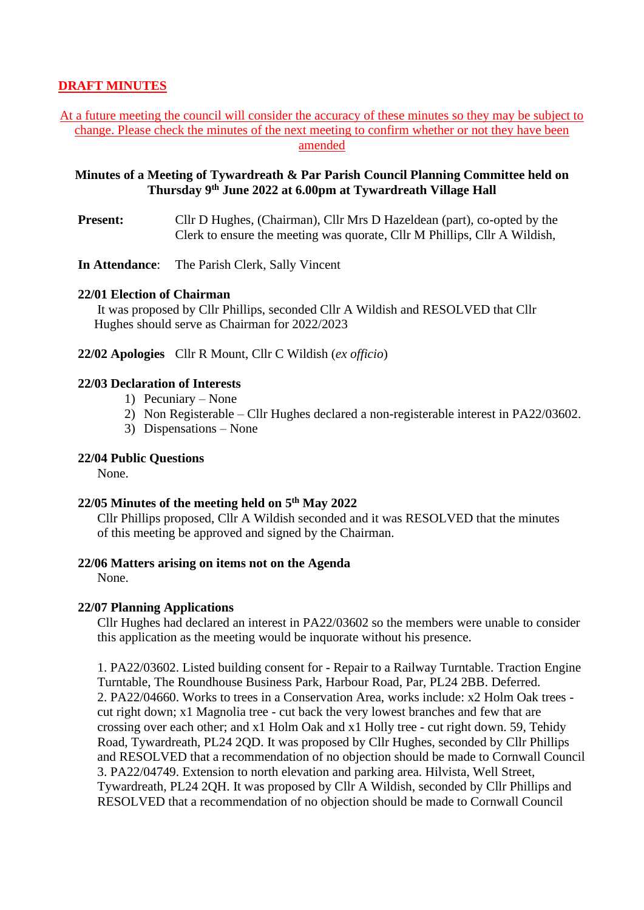**DRAFT MINUTES**

At a future meeting the council will consider the accuracy of these minutes so they may be subject to change. Please check the minutes of the next meeting to confirm whether or not they have been amended

**Minutes of a Meeting of Tywardreath & Par Parish Council Planning Committee held on Thursday 9th June 2022 at 6.00pm at Tywardreath Village Hall**

**Present:** Cllr D Hughes, (Chairman), Cllr Mrs D Hazeldean (part), co-opted by the Clerk to ensure the meeting was quorate, Cllr M Phillips, Cllr A Wildish,

**In Attendance**: The Parish Clerk, Sally Vincent

**22/01 Election of Chairman**

It was proposed by Cllr Phillips, seconded Cllr A Wildish and RESOLVED that Cllr Hughes should serve as Chairman for 2022/2023

**22/02 Apologies** Cllr R Mount, Cllr C Wildish (*ex officio*)

**22/03 Declaration of Interests**

1) Pecuniary – None
2) Non Registerable – Cllr Hughes declared a non-registerable interest in PA22/03602.
3) Dispensations – None

**22/04 Public Questions**

None.

**22/05 Minutes of the meeting held on 5th May 2022**

Cllr Phillips proposed, Cllr A Wildish seconded and it was RESOLVED that the minutes of this meeting be approved and signed by the Chairman.

**22/06 Matters arising on items not on the Agenda**

None.

**22/07 Planning Applications**

Cllr Hughes had declared an interest in PA22/03602 so the members were unable to consider this application as the meeting would be inquorate without his presence.

1. PA22/03602. Listed building consent for - Repair to a Railway Turntable. Traction Engine Turntable, The Roundhouse Business Park, Harbour Road, Par, PL24 2BB. Deferred.
2. PA22/04660. Works to trees in a Conservation Area, works include: x2 Holm Oak trees - cut right down; x1 Magnolia tree - cut back the very lowest branches and few that are crossing over each other; and x1 Holm Oak and x1 Holly tree - cut right down. 59, Tehidy Road, Tywardreath, PL24 2QD. It was proposed by Cllr Hughes, seconded by Cllr Phillips and RESOLVED that a recommendation of no objection should be made to Cornwall Council
3. PA22/04749. Extension to north elevation and parking area. Hilvista, Well Street, Tywardreath, PL24 2QH. It was proposed by Cllr A Wildish, seconded by Cllr Phillips and RESOLVED that a recommendation of no objection should be made to Cornwall Council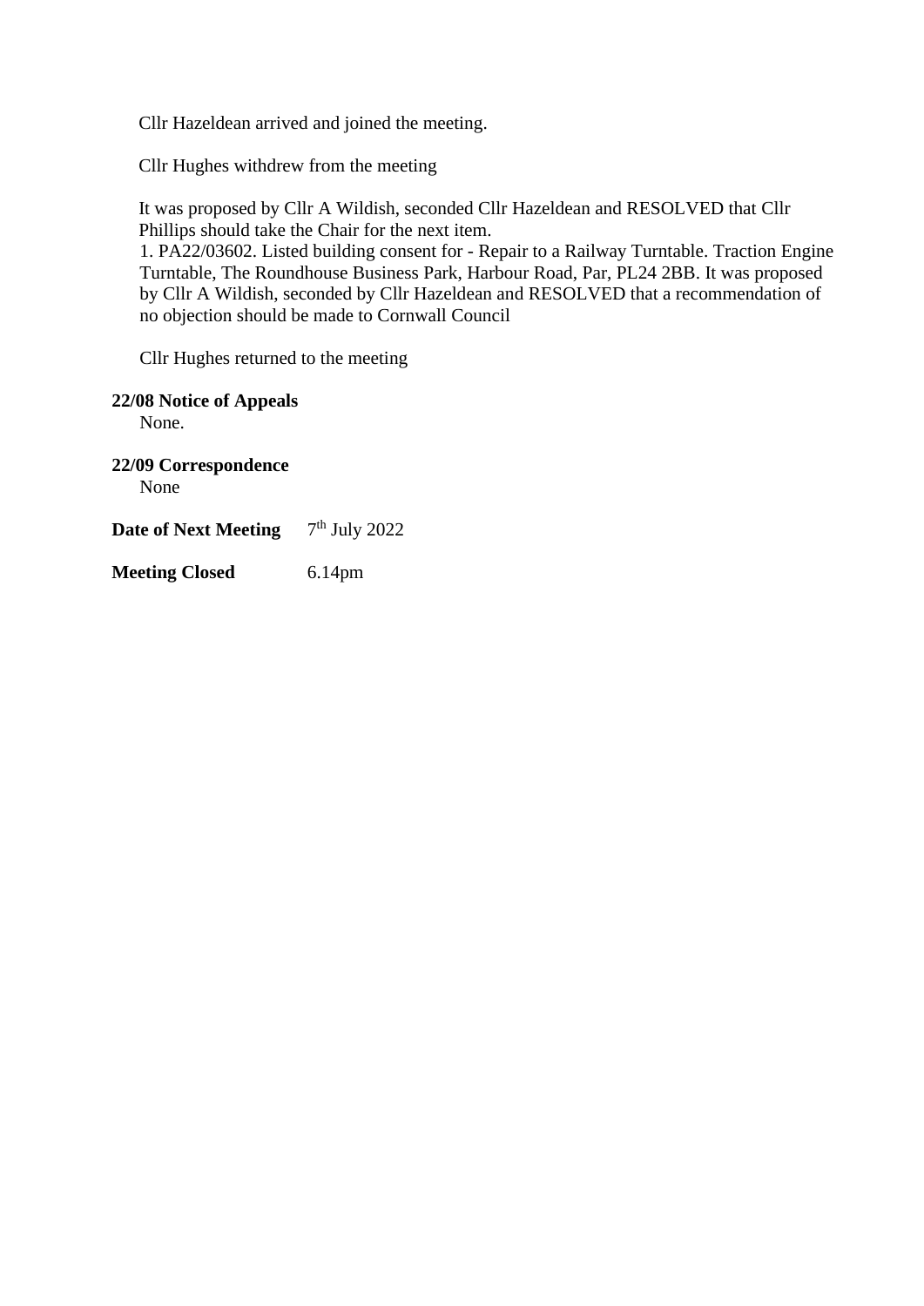Cllr Hazeldean arrived and joined the meeting.

Cllr Hughes withdrew from the meeting

It was proposed by Cllr A Wildish, seconded Cllr Hazeldean and RESOLVED that Cllr Phillips should take the Chair for the next item.
1. PA22/03602. Listed building consent for - Repair to a Railway Turntable. Traction Engine Turntable, The Roundhouse Business Park, Harbour Road, Par, PL24 2BB. It was proposed by Cllr A Wildish, seconded by Cllr Hazeldean and RESOLVED that a recommendation of no objection should be made to Cornwall Council

Cllr Hughes returned to the meeting

**22/08 Notice of Appeals**
None.

**22/09 Correspondence**
None

**Date of Next Meeting** 7th July 2022

**Meeting Closed** 6.14pm